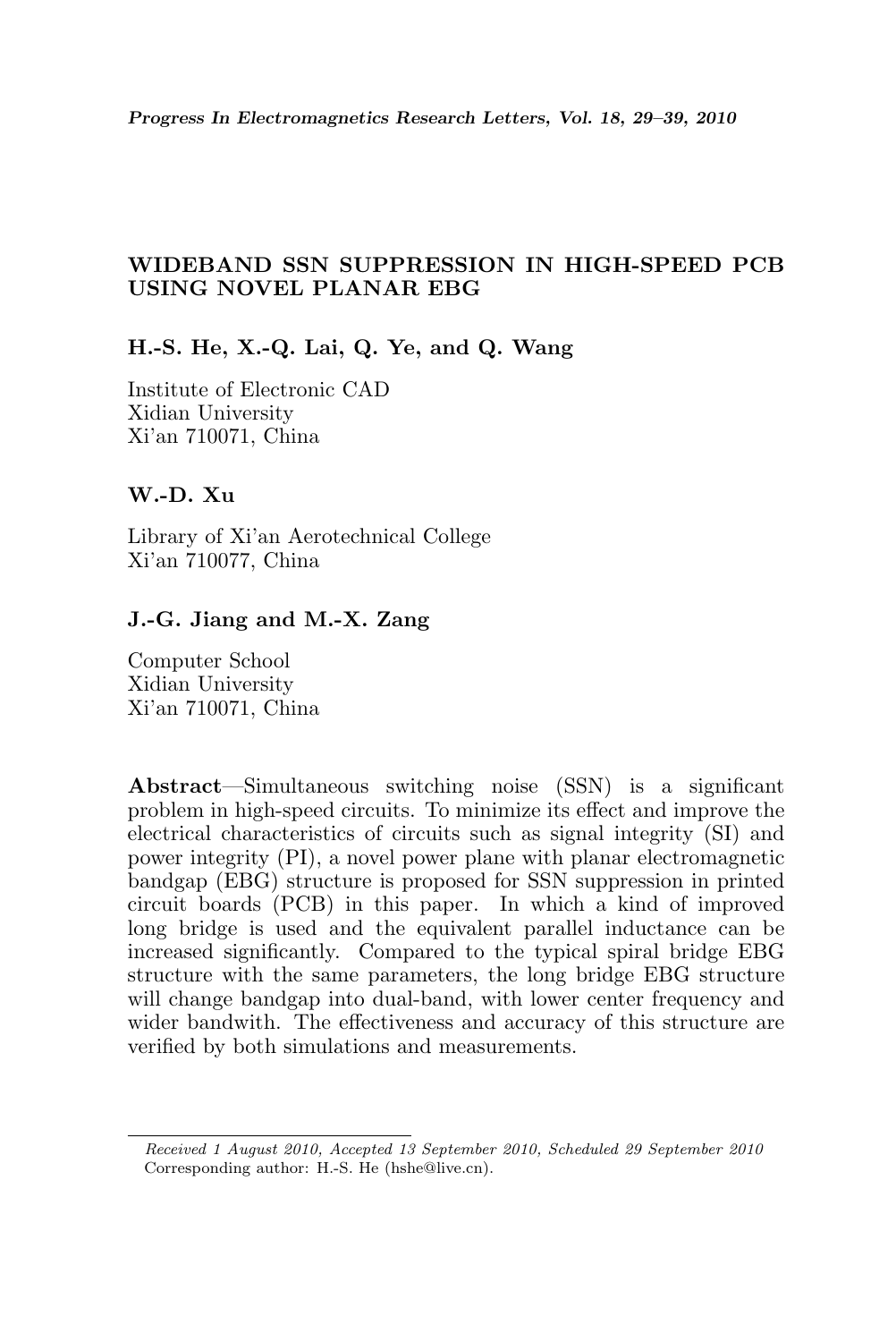# WIDEBAND SSN SUPPRESSION IN HIGH-SPEED PCB USING NOVEL PLANAR EBG

**H.-S. He, X.-Q. Lai, Q. Ye, and Q. Wang**

Institute of Electronic CAD
Xidian University
Xi'an 710071, China

**W.-D. Xu**

Library of Xi'an Aerotechnical College
Xi'an 710077, China

**J.-G. Jiang and M.-X. Zang**

Computer School
Xidian University
Xi'an 710071, China

**Abstract**—Simultaneous switching noise (SSN) is a significant problem in high-speed circuits. To minimize its effect and improve the electrical characteristics of circuits such as signal integrity (SI) and power integrity (PI), a novel power plane with planar electromagnetic bandgap (EBG) structure is proposed for SSN suppression in printed circuit boards (PCB) in this paper. In which a kind of improved long bridge is used and the equivalent parallel inductance can be increased significantly. Compared to the typical spiral bridge EBG structure with the same parameters, the long bridge EBG structure will change bandgap into dual-band, with lower center frequency and wider bandwith. The effectiveness and accuracy of this structure are verified by both simulations and measurements.

*Received 1 August 2010, Accepted 13 September 2010, Scheduled 29 September 2010*
Corresponding author: H.-S. He (hshe@live.cn).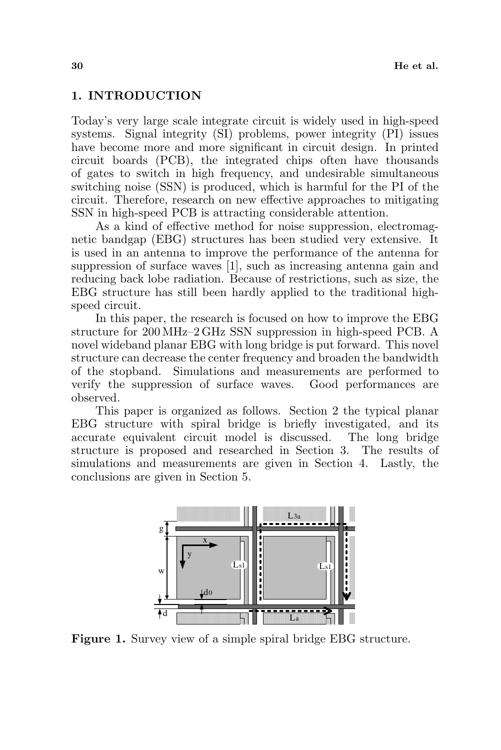## 1. INTRODUCTION

Today's very large scale integrate circuit is widely used in high-speed systems. Signal integrity (SI) problems, power integrity (PI) issues have become more and more significant in circuit design. In printed circuit boards (PCB), the integrated chips often have thousands of gates to switch in high frequency, and undesirable simultaneous switching noise (SSN) is produced, which is harmful for the PI of the circuit. Therefore, research on new effective approaches to mitigating SSN in high-speed PCB is attracting considerable attention.

As a kind of effective method for noise suppression, electromagnetic bandgap (EBG) structures has been studied very extensive. It is used in an antenna to improve the performance of the antenna for suppression of surface waves [1], such as increasing antenna gain and reducing back lobe radiation. Because of restrictions, such as size, the EBG structure has still been hardly applied to the traditional high-speed circuit.

In this paper, the research is focused on how to improve the EBG structure for 200 MHz–2 GHz SSN suppression in high-speed PCB. A novel wideband planar EBG with long bridge is put forward. This novel structure can decrease the center frequency and broaden the bandwidth of the stopband. Simulations and measurements are performed to verify the suppression of surface waves. Good performances are observed.

This paper is organized as follows. Section 2 the typical planar EBG structure with spiral bridge is briefly investigated, and its accurate equivalent circuit model is discussed. The long bridge structure is proposed and researched in Section 3. The results of simulations and measurements are given in Section 4. Lastly, the conclusions are given in Section 5.

**Figure 1.** Survey view of a simple spiral bridge EBG structure.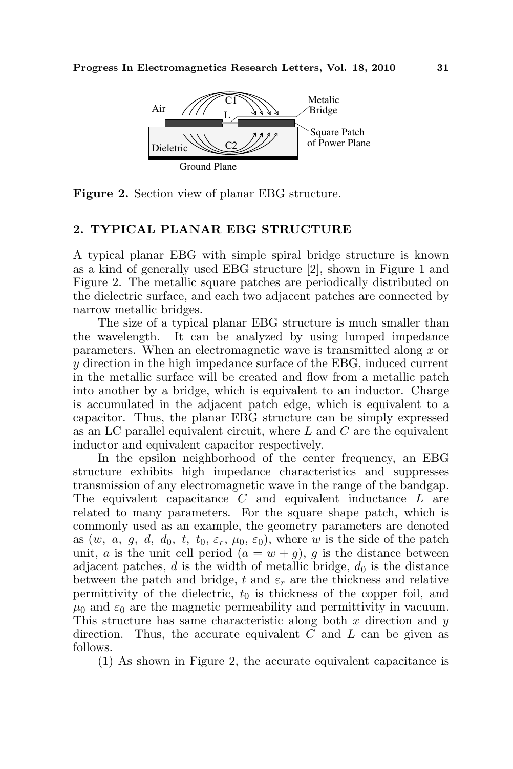Figure 2. Section view of planar EBG structure.

## 2. TYPICAL PLANAR EBG STRUCTURE

A typical planar EBG with simple spiral bridge structure is known as a kind of generally used EBG structure [2], shown in Figure 1 and Figure 2. The metallic square patches are periodically distributed on the dielectric surface, and each two adjacent patches are connected by narrow metallic bridges.

The size of a typical planar EBG structure is much smaller than the wavelength. It can be analyzed by using lumped impedance parameters. When an electromagnetic wave is transmitted along $x$ or $y$ direction in the high impedance surface of the EBG, induced current in the metallic surface will be created and flow from a metallic patch into another by a bridge, which is equivalent to an inductor. Charge is accumulated in the adjacent patch edge, which is equivalent to a capacitor. Thus, the planar EBG structure can be simply expressed as an LC parallel equivalent circuit, where $L$ and $C$ are the equivalent inductor and equivalent capacitor respectively.

In the epsilon neighborhood of the center frequency, an EBG structure exhibits high impedance characteristics and suppresses transmission of any electromagnetic wave in the range of the bandgap. The equivalent capacitance $C$ and equivalent inductance $L$ are related to many parameters. For the square shape patch, which is commonly used as an example, the geometry parameters are denoted as $(w,\ a,\ g,\ d,\ d_0,\ t,\ t_0,\ \varepsilon_r,\ \mu_0,\ \varepsilon_0)$, where $w$ is the side of the patch unit, $a$ is the unit cell period $(a = w + g)$, $g$ is the distance between adjacent patches, $d$ is the width of metallic bridge, $d_0$ is the distance between the patch and bridge, $t$ and $\varepsilon_r$ are the thickness and relative permittivity of the dielectric, $t_0$ is thickness of the copper foil, and $\mu_0$ and $\varepsilon_0$ are the magnetic permeability and permittivity in vacuum. This structure has same characteristic along both $x$ direction and $y$ direction. Thus, the accurate equivalent $C$ and $L$ can be given as follows.

(1) As shown in Figure 2, the accurate equivalent capacitance is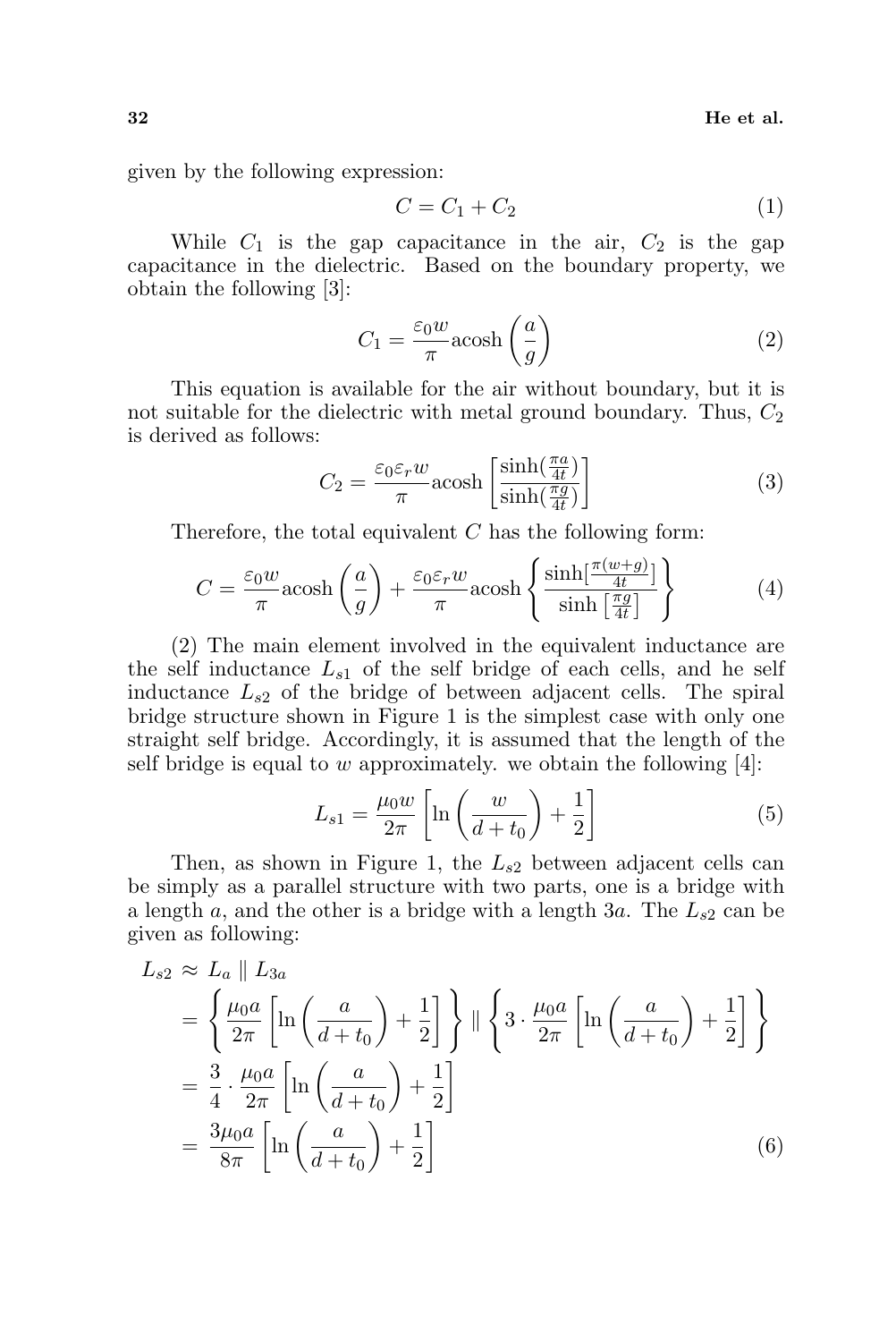given by the following expression:

$$C = C_1 + C_2 \tag{1}$$

While $C_1$ is the gap capacitance in the air, $C_2$ is the gap capacitance in the dielectric. Based on the boundary property, we obtain the following [3]:

$$C_1 = \frac{\varepsilon_0 w}{\pi} \text{acosh}\left(\frac{a}{g}\right) \tag{2}$$

This equation is available for the air without boundary, but it is not suitable for the dielectric with metal ground boundary. Thus, $C_2$ is derived as follows:

$$C_2 = \frac{\varepsilon_0 \varepsilon_r w}{\pi} \text{acosh}\left[\frac{\sinh(\frac{\pi a}{4t})}{\sinh(\frac{\pi g}{4t})}\right] \tag{3}$$

Therefore, the total equivalent $C$ has the following form:

$$C = \frac{\varepsilon_0 w}{\pi} \text{acosh}\left(\frac{a}{g}\right) + \frac{\varepsilon_0 \varepsilon_r w}{\pi} \text{acosh}\left\{\frac{\sinh[\frac{\pi(w+g)}{4t}]}{\sinh\left[\frac{\pi g}{4t}\right]}\right\} \tag{4}$$

(2) The main element involved in the equivalent inductance are the self inductance $L_{s1}$ of the self bridge of each cells, and he self inductance $L_{s2}$ of the bridge of between adjacent cells. The spiral bridge structure shown in Figure 1 is the simplest case with only one straight self bridge. Accordingly, it is assumed that the length of the self bridge is equal to $w$ approximately. we obtain the following [4]:

$$L_{s1} = \frac{\mu_0 w}{2\pi}\left[\ln\left(\frac{w}{d+t_0}\right) + \frac{1}{2}\right] \tag{5}$$

Then, as shown in Figure 1, the $L_{s2}$ between adjacent cells can be simply as a parallel structure with two parts, one is a bridge with a length $a$, and the other is a bridge with a length $3a$. The $L_{s2}$ can be given as following:

$$\begin{aligned}
L_{s2} &\approx L_a \parallel L_{3a} \\
&= \left\{\frac{\mu_0 a}{2\pi}\left[\ln\left(\frac{a}{d+t_0}\right) + \frac{1}{2}\right]\right\} \parallel \left\{3 \cdot \frac{\mu_0 a}{2\pi}\left[\ln\left(\frac{a}{d+t_0}\right) + \frac{1}{2}\right]\right\} \\
&= \frac{3}{4} \cdot \frac{\mu_0 a}{2\pi}\left[\ln\left(\frac{a}{d+t_0}\right) + \frac{1}{2}\right] \\
&= \frac{3\mu_0 a}{8\pi}\left[\ln\left(\frac{a}{d+t_0}\right) + \frac{1}{2}\right]
\end{aligned} \tag{6}$$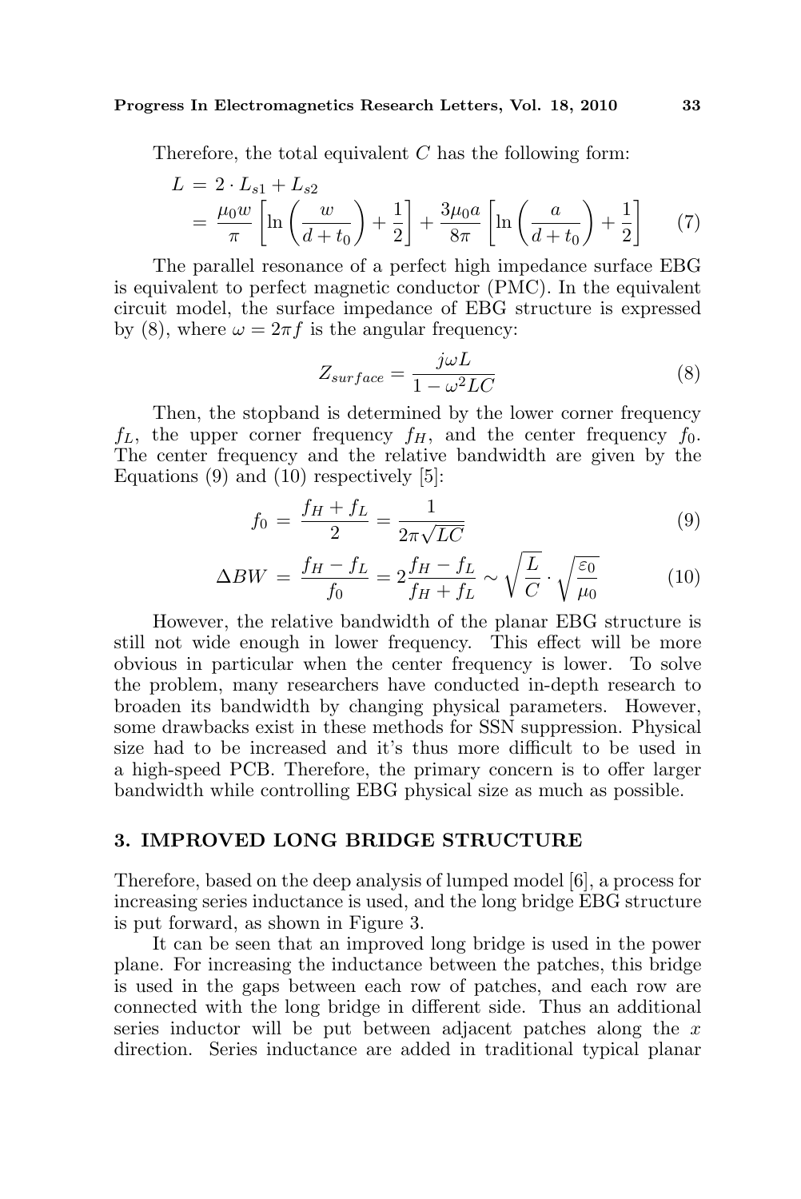Therefore, the total equivalent $C$ has the following form:

$$L = 2 \cdot L_{s1} + L_{s2} = \frac{\mu_0 w}{\pi}\left[\ln\left(\frac{w}{d+t_0}\right)+\frac{1}{2}\right] + \frac{3\mu_0 a}{8\pi}\left[\ln\left(\frac{a}{d+t_0}\right)+\frac{1}{2}\right] \quad (7)$$

The parallel resonance of a perfect high impedance surface EBG is equivalent to perfect magnetic conductor (PMC). In the equivalent circuit model, the surface impedance of EBG structure is expressed by (8), where $\omega = 2\pi f$ is the angular frequency:

$$Z_{surface} = \frac{j\omega L}{1-\omega^2 LC} \quad (8)$$

Then, the stopband is determined by the lower corner frequency $f_L$, the upper corner frequency $f_H$, and the center frequency $f_0$. The center frequency and the relative bandwidth are given by the Equations (9) and (10) respectively [5]:

$$f_0 = \frac{f_H + f_L}{2} = \frac{1}{2\pi\sqrt{LC}} \quad (9)$$

$$\Delta BW = \frac{f_H - f_L}{f_0} = 2\frac{f_H - f_L}{f_H + f_L} \sim \sqrt{\frac{L}{C}} \cdot \sqrt{\frac{\varepsilon_0}{\mu_0}} \quad (10)$$

However, the relative bandwidth of the planar EBG structure is still not wide enough in lower frequency. This effect will be more obvious in particular when the center frequency is lower. To solve the problem, many researchers have conducted in-depth research to broaden its bandwidth by changing physical parameters. However, some drawbacks exist in these methods for SSN suppression. Physical size had to be increased and it's thus more difficult to be used in a high-speed PCB. Therefore, the primary concern is to offer larger bandwidth while controlling EBG physical size as much as possible.

## 3. IMPROVED LONG BRIDGE STRUCTURE

Therefore, based on the deep analysis of lumped model [6], a process for increasing series inductance is used, and the long bridge EBG structure is put forward, as shown in Figure 3.

It can be seen that an improved long bridge is used in the power plane. For increasing the inductance between the patches, this bridge is used in the gaps between each row of patches, and each row are connected with the long bridge in different side. Thus an additional series inductor will be put between adjacent patches along the $x$ direction. Series inductance are added in traditional typical planar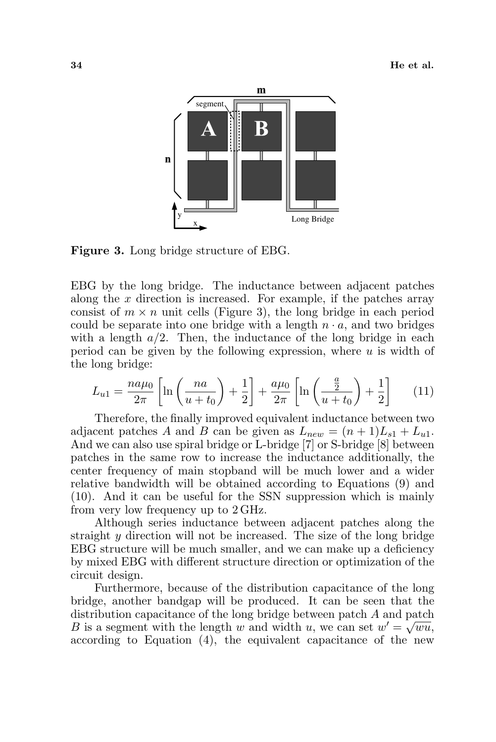**Figure 3.** Long bridge structure of EBG.

EBG by the long bridge. The inductance between adjacent patches along the $x$ direction is increased. For example, if the patches array consist of $m \times n$ unit cells (Figure 3), the long bridge in each period could be separate into one bridge with a length $n \cdot a$, and two bridges with a length $a/2$. Then, the inductance of the long bridge in each period can be given by the following expression, where $u$ is width of the long bridge:

$$L_{u1} = \frac{na\mu_0}{2\pi}\left[\ln\left(\frac{na}{u+t_0}\right)+\frac{1}{2}\right]+\frac{a\mu_0}{2\pi}\left[\ln\left(\frac{\frac{a}{2}}{u+t_0}\right)+\frac{1}{2}\right] \tag{11}$$

Therefore, the finally improved equivalent inductance between two adjacent patches $A$ and $B$ can be given as $L_{new} = (n+1)L_{s1} + L_{u1}$. And we can also use spiral bridge or L-bridge [7] or S-bridge [8] between patches in the same row to increase the inductance additionally, the center frequency of main stopband will be much lower and a wider relative bandwidth will be obtained according to Equations (9) and (10). And it can be useful for the SSN suppression which is mainly from very low frequency up to 2 GHz.

Although series inductance between adjacent patches along the straight $y$ direction will not be increased. The size of the long bridge EBG structure will be much smaller, and we can make up a deficiency by mixed EBG with different structure direction or optimization of the circuit design.

Furthermore, because of the distribution capacitance of the long bridge, another bandgap will be produced. It can be seen that the distribution capacitance of the long bridge between patch $A$ and patch $B$ is a segment with the length $w$ and width $u$, we can set $w' = \sqrt{wu}$, according to Equation (4), the equivalent capacitance of the new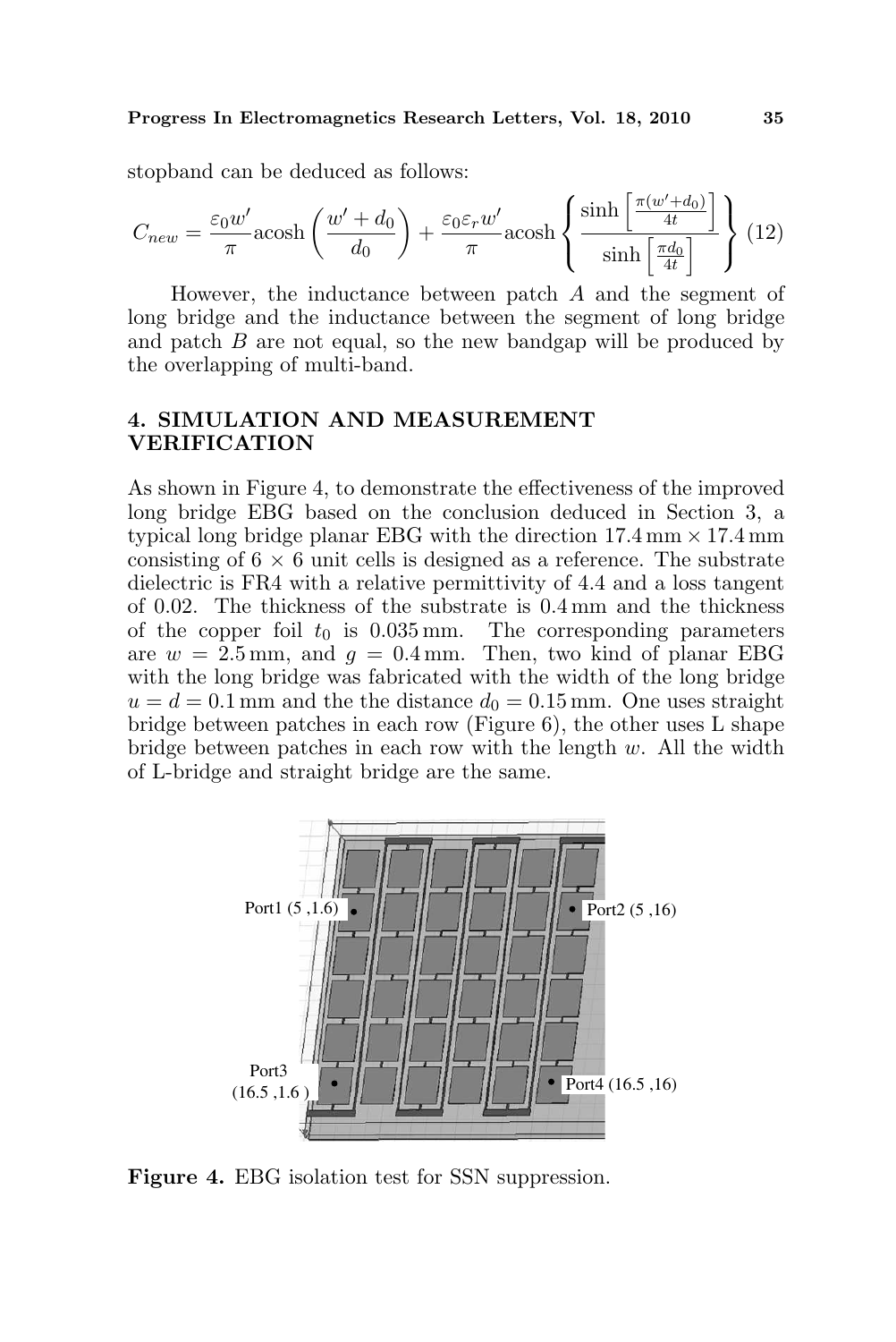stopband can be deduced as follows:

$$C_{new} = \frac{\varepsilon_0 w'}{\pi} \text{acosh}\left(\frac{w' + d_0}{d_0}\right) + \frac{\varepsilon_0 \varepsilon_r w'}{\pi} \text{acosh}\left\{\frac{\sinh\left[\frac{\pi(w'+d_0)}{4t}\right]}{\sinh\left[\frac{\pi d_0}{4t}\right]}\right\} \quad (12)$$

However, the inductance between patch $A$ and the segment of long bridge and the inductance between the segment of long bridge and patch $B$ are not equal, so the new bandgap will be produced by the overlapping of multi-band.

## 4. SIMULATION AND MEASUREMENT VERIFICATION

As shown in Figure 4, to demonstrate the effectiveness of the improved long bridge EBG based on the conclusion deduced in Section 3, a typical long bridge planar EBG with the direction $17.4\,\text{mm} \times 17.4\,\text{mm}$ consisting of $6 \times 6$ unit cells is designed as a reference. The substrate dielectric is FR4 with a relative permittivity of 4.4 and a loss tangent of 0.02. The thickness of the substrate is 0.4 mm and the thickness of the copper foil $t_0$ is 0.035 mm. The corresponding parameters are $w = 2.5\,\text{mm}$, and $g = 0.4\,\text{mm}$. Then, two kind of planar EBG with the long bridge was fabricated with the width of the long bridge $u = d = 0.1\,\text{mm}$ and the the distance $d_0 = 0.15\,\text{mm}$. One uses straight bridge between patches in each row (Figure 6), the other uses L shape bridge between patches in each row with the length $w$. All the width of L-bridge and straight bridge are the same.

Port1 (5 ,1.6) Port2 (5 ,16) Port3 (16.5 ,1.6 ) Port4 (16.5 ,16)

**Figure 4.** EBG isolation test for SSN suppression.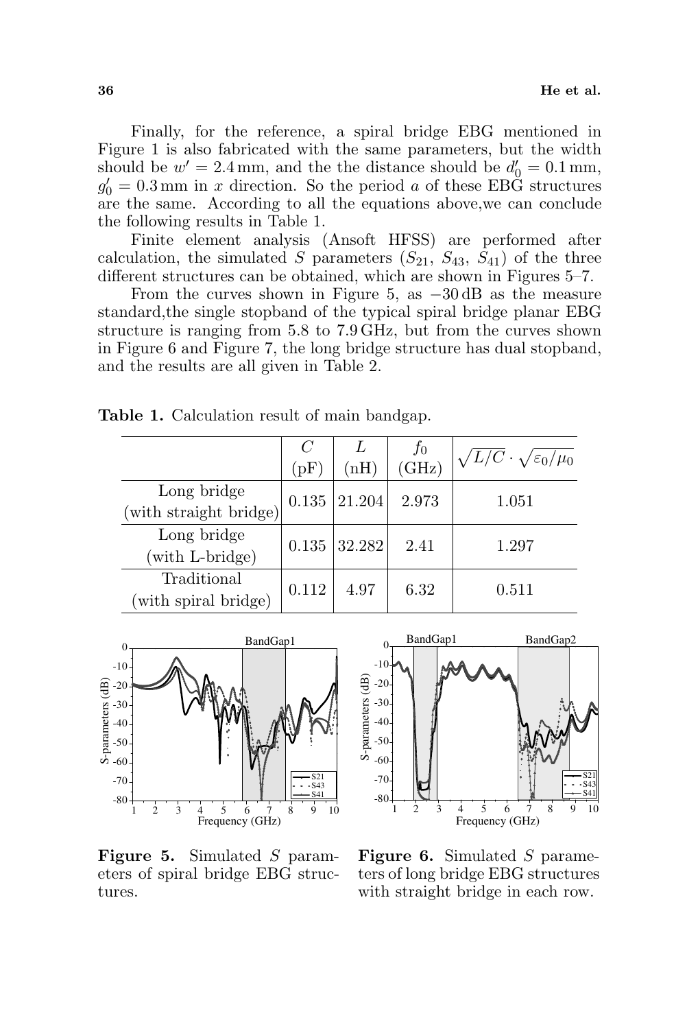Finally, for the reference, a spiral bridge EBG mentioned in Figure 1 is also fabricated with the same parameters, but the width should be $w' = 2.4\,\text{mm}$, and the the distance should be $d'_0 = 0.1\,\text{mm}$, $g'_0 = 0.3\,\text{mm}$ in $x$ direction. So the period $a$ of these EBG structures are the same. According to all the equations above,we can conclude the following results in Table 1.

Finite element analysis (Ansoft HFSS) are performed after calculation, the simulated $S$ parameters ($S_{21}$, $S_{43}$, $S_{41}$) of the three different structures can be obtained, which are shown in Figures 5–7.

From the curves shown in Figure 5, as $-30\,\text{dB}$ as the measure standard,the single stopband of the typical spiral bridge planar EBG structure is ranging from 5.8 to 7.9 GHz, but from the curves shown in Figure 6 and Figure 7, the long bridge structure has dual stopband, and the results are all given in Table 2.

**Table 1.** Calculation result of main bandgap.

| | $C$ (pF) | $L$ (nH) | $f_0$ (GHz) | $\sqrt{L/C} \cdot \sqrt{\varepsilon_0/\mu_0}$ |
|---|---|---|---|---|
| Long bridge (with straight bridge) | 0.135 | 21.204 | 2.973 | 1.051 |
| Long bridge (with L-bridge) | 0.135 | 32.282 | 2.41 | 1.297 |
| Traditional (with spiral bridge) | 0.112 | 4.97 | 6.32 | 0.511 |

**Figure 5.** Simulated $S$ parameters of spiral bridge EBG structures.

**Figure 6.** Simulated $S$ parameters of long bridge EBG structures with straight bridge in each row.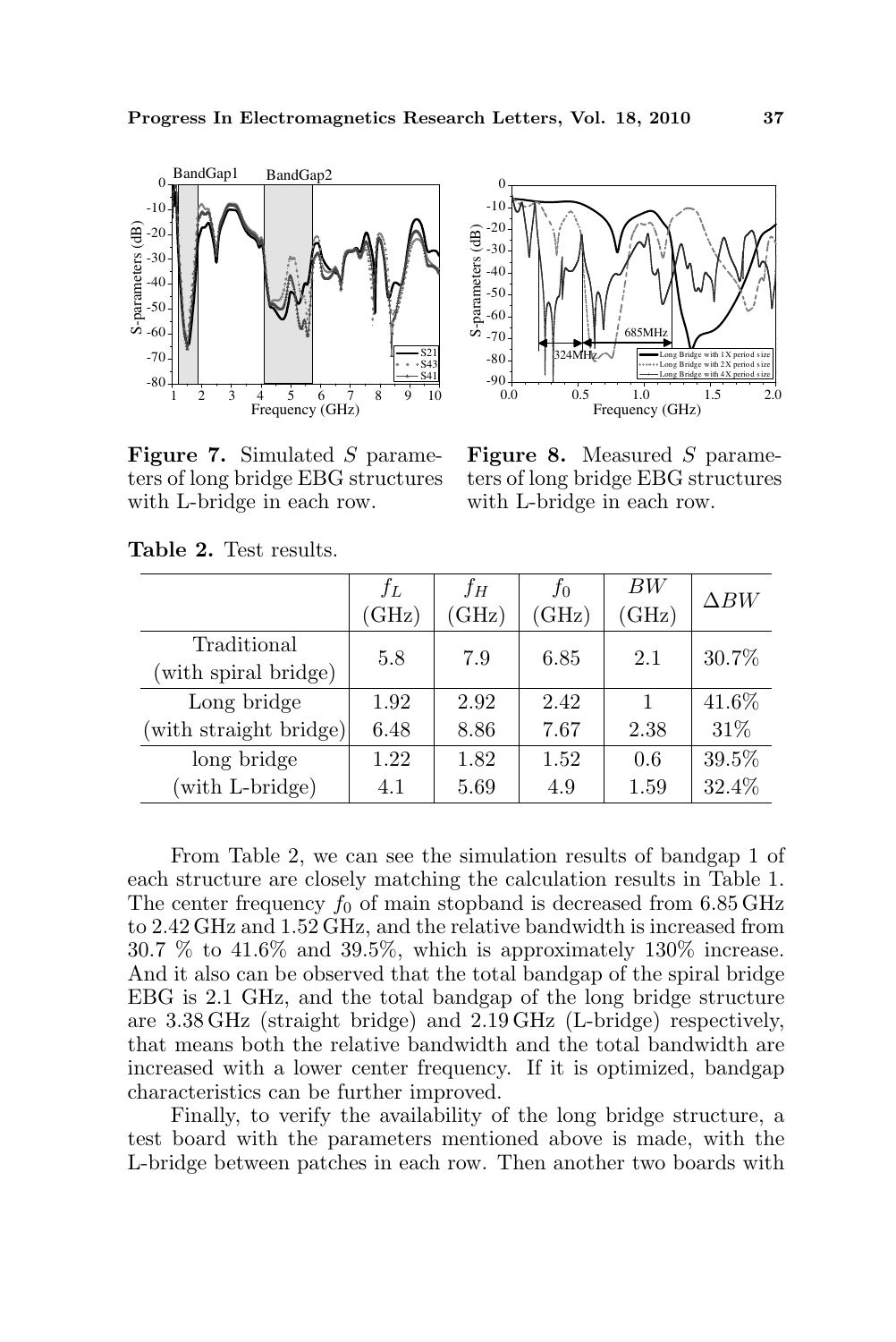**Figure 7.** Simulated $S$ parameters of long bridge EBG structures with L-bridge in each row.

**Figure 8.** Measured $S$ parameters of long bridge EBG structures with L-bridge in each row.

**Table 2.** Test results.

| | $f_L$ (GHz) | $f_H$ (GHz) | $f_0$ (GHz) | $BW$ (GHz) | $\Delta BW$ |
|---|---|---|---|---|---|
| Traditional (with spiral bridge) | 5.8 | 7.9 | 6.85 | 2.1 | 30.7% |
| Long bridge (with straight bridge) | 1.92 | 2.92 | 2.42 | 1 | 41.6% |
| | 6.48 | 8.86 | 7.67 | 2.38 | 31% |
| long bridge (with L-bridge) | 1.22 | 1.82 | 1.52 | 0.6 | 39.5% |
| | 4.1 | 5.69 | 4.9 | 1.59 | 32.4% |

From Table 2, we can see the simulation results of bandgap 1 of each structure are closely matching the calculation results in Table 1. The center frequency $f_0$ of main stopband is decreased from 6.85 GHz to 2.42 GHz and 1.52 GHz, and the relative bandwidth is increased from 30.7 % to 41.6% and 39.5%, which is approximately 130% increase. And it also can be observed that the total bandgap of the spiral bridge EBG is 2.1 GHz, and the total bandgap of the long bridge structure are 3.38 GHz (straight bridge) and 2.19 GHz (L-bridge) respectively, that means both the relative bandwidth and the total bandwidth are increased with a lower center frequency. If it is optimized, bandgap characteristics can be further improved.

Finally, to verify the availability of the long bridge structure, a test board with the parameters mentioned above is made, with the L-bridge between patches in each row. Then another two boards with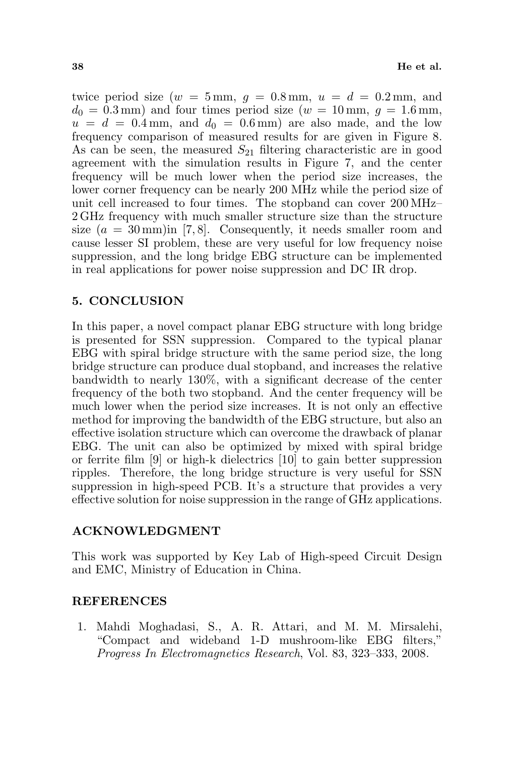twice period size ($w = 5$ mm, $g = 0.8$ mm, $u = d = 0.2$ mm, and $d_0 = 0.3$ mm) and four times period size ($w = 10$ mm, $g = 1.6$ mm, $u = d = 0.4$ mm, and $d_0 = 0.6$ mm) are also made, and the low frequency comparison of measured results for are given in Figure 8. As can be seen, the measured $S_{21}$ filtering characteristic are in good agreement with the simulation results in Figure 7, and the center frequency will be much lower when the period size increases, the lower corner frequency can be nearly 200 MHz while the period size of unit cell increased to four times. The stopband can cover 200 MHz–2 GHz frequency with much smaller structure size than the structure size ($a = 30$ mm)in [7, 8]. Consequently, it needs smaller room and cause lesser SI problem, these are very useful for low frequency noise suppression, and the long bridge EBG structure can be implemented in real applications for power noise suppression and DC IR drop.

## 5. CONCLUSION

In this paper, a novel compact planar EBG structure with long bridge is presented for SSN suppression. Compared to the typical planar EBG with spiral bridge structure with the same period size, the long bridge structure can produce dual stopband, and increases the relative bandwidth to nearly 130%, with a significant decrease of the center frequency of the both two stopband. And the center frequency will be much lower when the period size increases. It is not only an effective method for improving the bandwidth of the EBG structure, but also an effective isolation structure which can overcome the drawback of planar EBG. The unit can also be optimized by mixed with spiral bridge or ferrite film [9] or high-k dielectrics [10] to gain better suppression ripples. Therefore, the long bridge structure is very useful for SSN suppression in high-speed PCB. It's a structure that provides a very effective solution for noise suppression in the range of GHz applications.

## ACKNOWLEDGMENT

This work was supported by Key Lab of High-speed Circuit Design and EMC, Ministry of Education in China.

## REFERENCES

1. Mahdi Moghadasi, S., A. R. Attari, and M. M. Mirsalehi, "Compact and wideband 1-D mushroom-like EBG filters," *Progress In Electromagnetics Research*, Vol. 83, 323–333, 2008.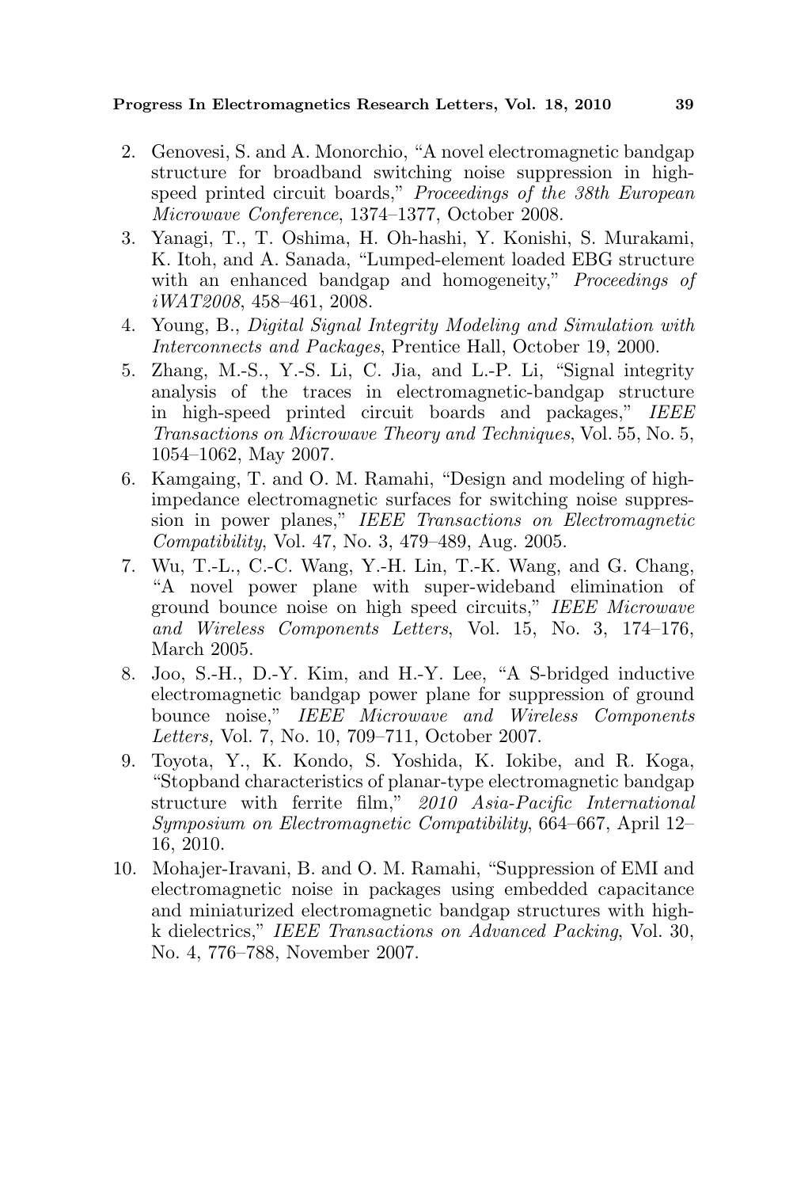2. Genovesi, S. and A. Monorchio, "A novel electromagnetic bandgap structure for broadband switching noise suppression in high-speed printed circuit boards," *Proceedings of the 38th European Microwave Conference*, 1374–1377, October 2008.
3. Yanagi, T., T. Oshima, H. Oh-hashi, Y. Konishi, S. Murakami, K. Itoh, and A. Sanada, "Lumped-element loaded EBG structure with an enhanced bandgap and homogeneity," *Proceedings of iWAT2008*, 458–461, 2008.
4. Young, B., *Digital Signal Integrity Modeling and Simulation with Interconnects and Packages*, Prentice Hall, October 19, 2000.
5. Zhang, M.-S., Y.-S. Li, C. Jia, and L.-P. Li, "Signal integrity analysis of the traces in electromagnetic-bandgap structure in high-speed printed circuit boards and packages," *IEEE Transactions on Microwave Theory and Techniques*, Vol. 55, No. 5, 1054–1062, May 2007.
6. Kamgaing, T. and O. M. Ramahi, "Design and modeling of high-impedance electromagnetic surfaces for switching noise suppression in power planes," *IEEE Transactions on Electromagnetic Compatibility*, Vol. 47, No. 3, 479–489, Aug. 2005.
7. Wu, T.-L., C.-C. Wang, Y.-H. Lin, T.-K. Wang, and G. Chang, "A novel power plane with super-wideband elimination of ground bounce noise on high speed circuits," *IEEE Microwave and Wireless Components Letters*, Vol. 15, No. 3, 174–176, March 2005.
8. Joo, S.-H., D.-Y. Kim, and H.-Y. Lee, "A S-bridged inductive electromagnetic bandgap power plane for suppression of ground bounce noise," *IEEE Microwave and Wireless Components Letters,* Vol. 7, No. 10, 709–711, October 2007.
9. Toyota, Y., K. Kondo, S. Yoshida, K. Iokibe, and R. Koga, "Stopband characteristics of planar-type electromagnetic bandgap structure with ferrite film," *2010 Asia-Pacific International Symposium on Electromagnetic Compatibility*, 664–667, April 12–16, 2010.
10. Mohajer-Iravani, B. and O. M. Ramahi, "Suppression of EMI and electromagnetic noise in packages using embedded capacitance and miniaturized electromagnetic bandgap structures with high-k dielectrics," *IEEE Transactions on Advanced Packing*, Vol. 30, No. 4, 776–788, November 2007.